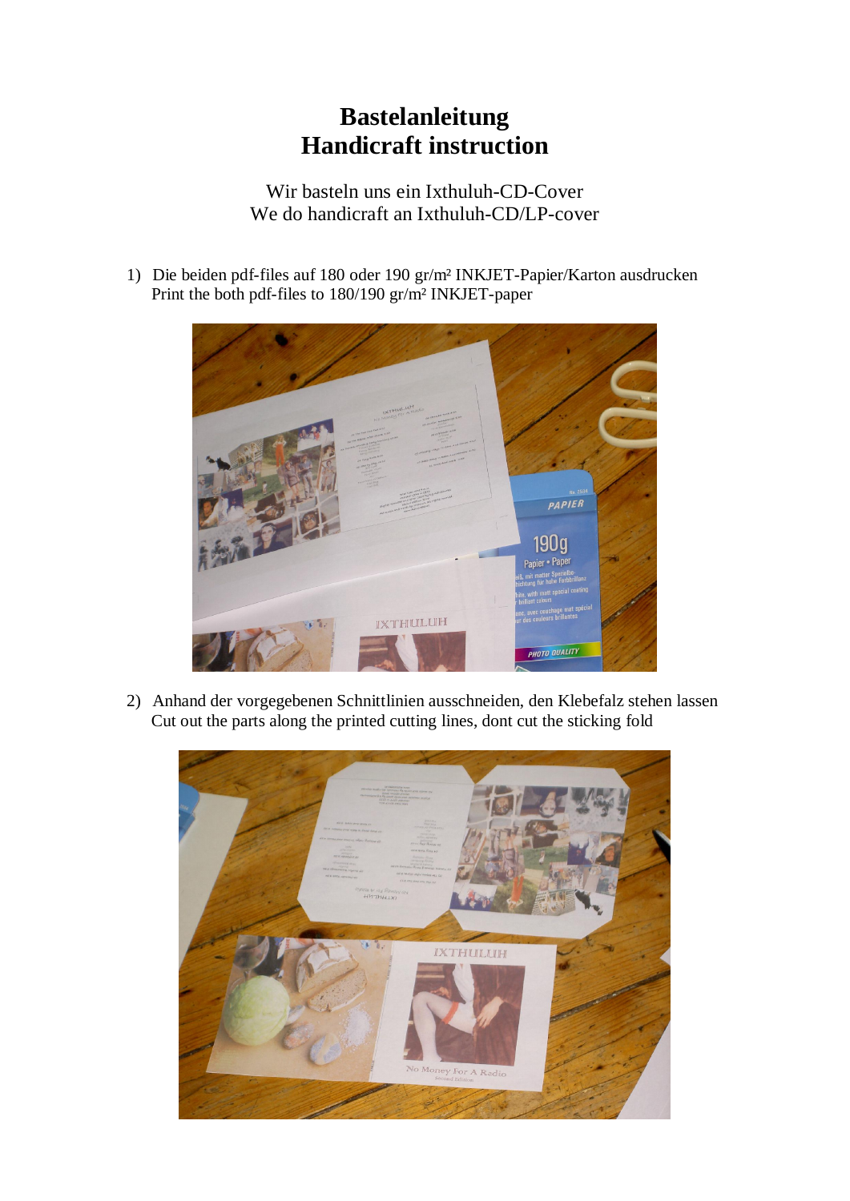# Bastelanleitung
# Handicraft instruction

Wir basteln uns ein Ixthuluh-CD-Cover
We do handicraft an Ixthuluh-CD/LP-cover

1) Die beiden pdf-files auf 180 oder 190 gr/m² INKJET-Papier/Karton ausdrucken
   Print the both pdf-files to 180/190 gr/m² INKJET-paper

2) Anhand der vorgegebenen Schnittlinien ausschneiden, den Klebefalz stehen lassen
   Cut out the parts along the printed cutting lines, dont cut the sticking fold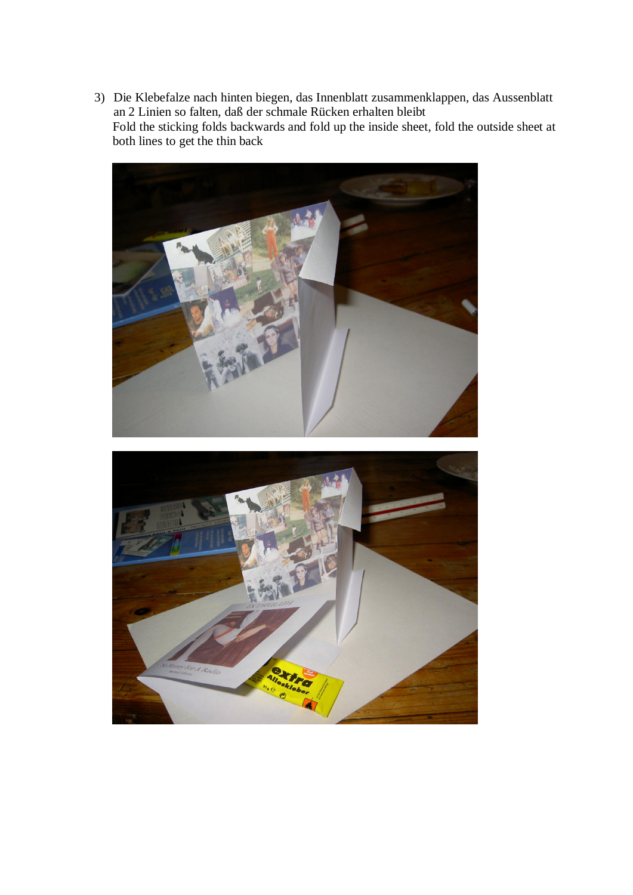3) Die Klebefalze nach hinten biegen, das Innenblatt zusammenklappen, das Aussenblatt an 2 Linien so falten, daß der schmale Rücken erhalten bleibt
   Fold the sticking folds backwards and fold up the inside sheet, fold the outside sheet at both lines to get the thin back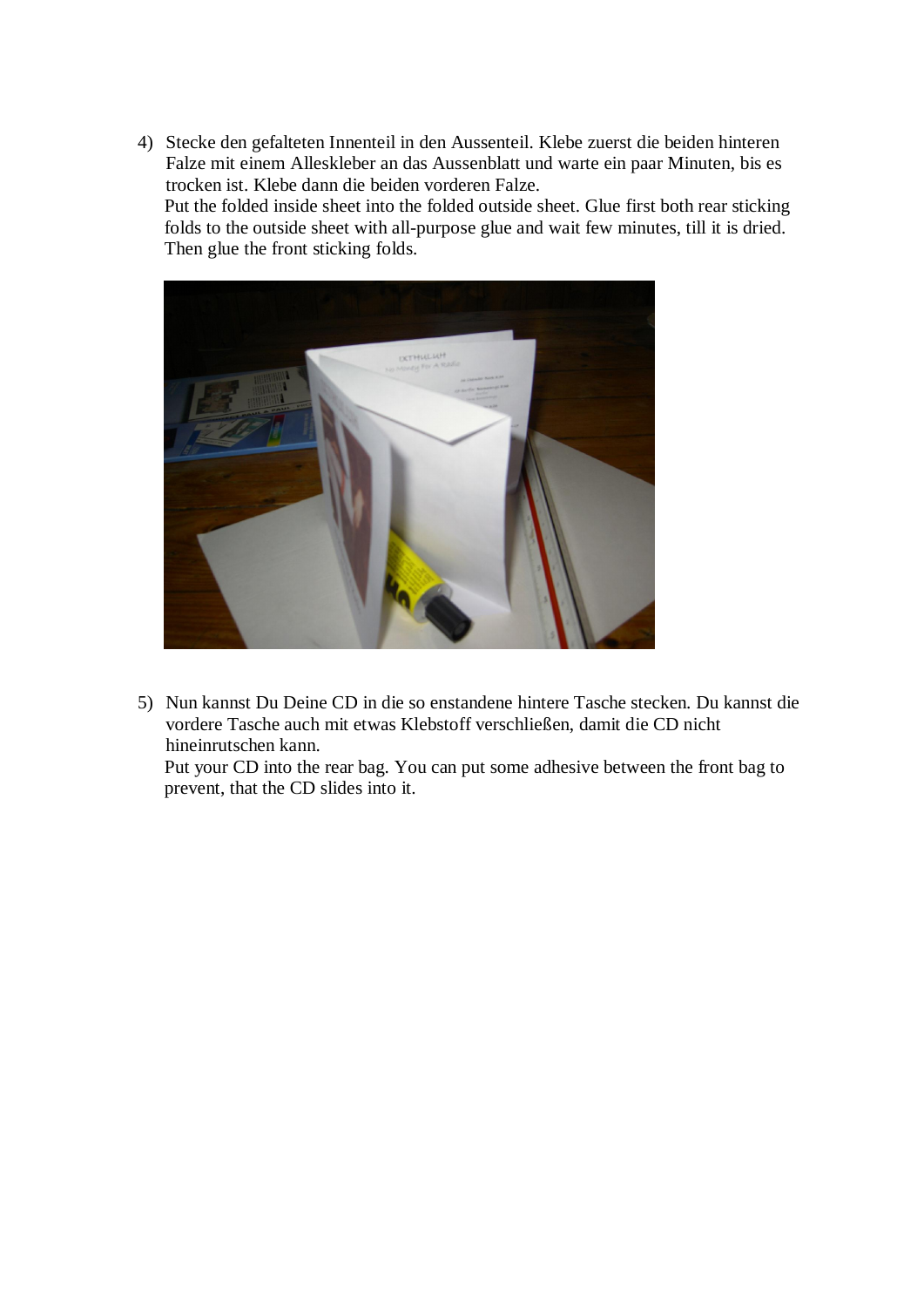4) Stecke den gefalteten Innenteil in den Aussenteil. Klebe zuerst die beiden hinteren Falze mit einem Alleskleber an das Aussenblatt und warte ein paar Minuten, bis es trocken ist. Klebe dann die beiden vorderen Falze.
   Put the folded inside sheet into the folded outside sheet. Glue first both rear sticking folds to the outside sheet with all-purpose glue and wait few minutes, till it is dried. Then glue the front sticking folds.

5) Nun kannst Du Deine CD in die so enstandene hintere Tasche stecken. Du kannst die vordere Tasche auch mit etwas Klebstoff verschließen, damit die CD nicht hineinrutschen kann.
   Put your CD into the rear bag. You can put some adhesive between the front bag to prevent, that the CD slides into it.